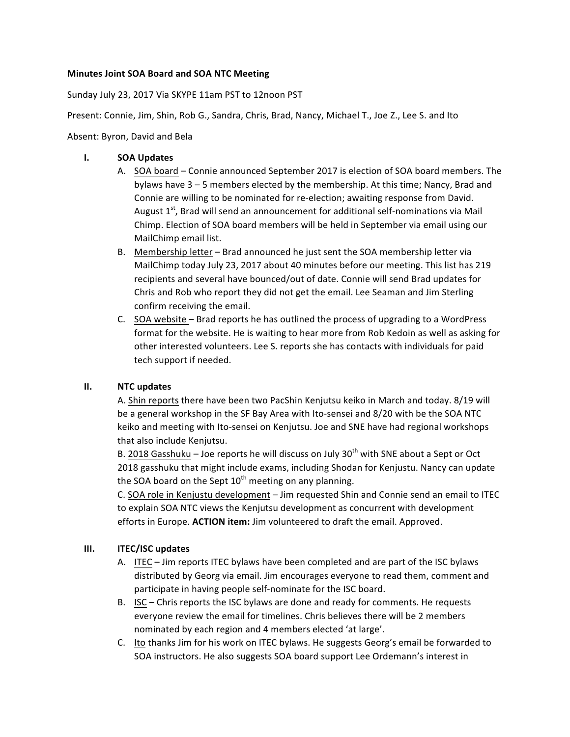**Minutes Joint SOA Board and SOA NTC Meeting**

Sunday July 23, 2017 Via SKYPE 11am PST to 12noon PST

Present: Connie, Jim, Shin, Rob G., Sandra, Chris, Brad, Nancy, Michael T., Joe Z., Lee S. and Ito

Absent: Byron, David and Bela

**I. SOA Updates**

A. SOA board – Connie announced September 2017 is election of SOA board members. The bylaws have 3 – 5 members elected by the membership. At this time; Nancy, Brad and Connie are willing to be nominated for re-election; awaiting response from David. August 1st, Brad will send an announcement for additional self-nominations via Mail Chimp. Election of SOA board members will be held in September via email using our MailChimp email list.

B. Membership letter – Brad announced he just sent the SOA membership letter via MailChimp today July 23, 2017 about 40 minutes before our meeting. This list has 219 recipients and several have bounced/out of date. Connie will send Brad updates for Chris and Rob who report they did not get the email. Lee Seaman and Jim Sterling confirm receiving the email.

C. SOA website – Brad reports he has outlined the process of upgrading to a WordPress format for the website. He is waiting to hear more from Rob Kedoin as well as asking for other interested volunteers. Lee S. reports she has contacts with individuals for paid tech support if needed.

**II. NTC updates**

A. Shin reports there have been two PacShin Kenjutsu keiko in March and today. 8/19 will be a general workshop in the SF Bay Area with Ito-sensei and 8/20 with be the SOA NTC keiko and meeting with Ito-sensei on Kenjutsu. Joe and SNE have had regional workshops that also include Kenjutsu.

B. 2018 Gasshuku – Joe reports he will discuss on July 30th with SNE about a Sept or Oct 2018 gasshuku that might include exams, including Shodan for Kenjustu. Nancy can update the SOA board on the Sept 10th meeting on any planning.

C. SOA role in Kenjustu development – Jim requested Shin and Connie send an email to ITEC to explain SOA NTC views the Kenjutsu development as concurrent with development efforts in Europe. **ACTION item:** Jim volunteered to draft the email. Approved.

**III. ITEC/ISC updates**

A. ITEC – Jim reports ITEC bylaws have been completed and are part of the ISC bylaws distributed by Georg via email. Jim encourages everyone to read them, comment and participate in having people self-nominate for the ISC board.

B. ISC – Chris reports the ISC bylaws are done and ready for comments. He requests everyone review the email for timelines. Chris believes there will be 2 members nominated by each region and 4 members elected 'at large'.

C. Ito thanks Jim for his work on ITEC bylaws. He suggests Georg's email be forwarded to SOA instructors. He also suggests SOA board support Lee Ordemann's interest in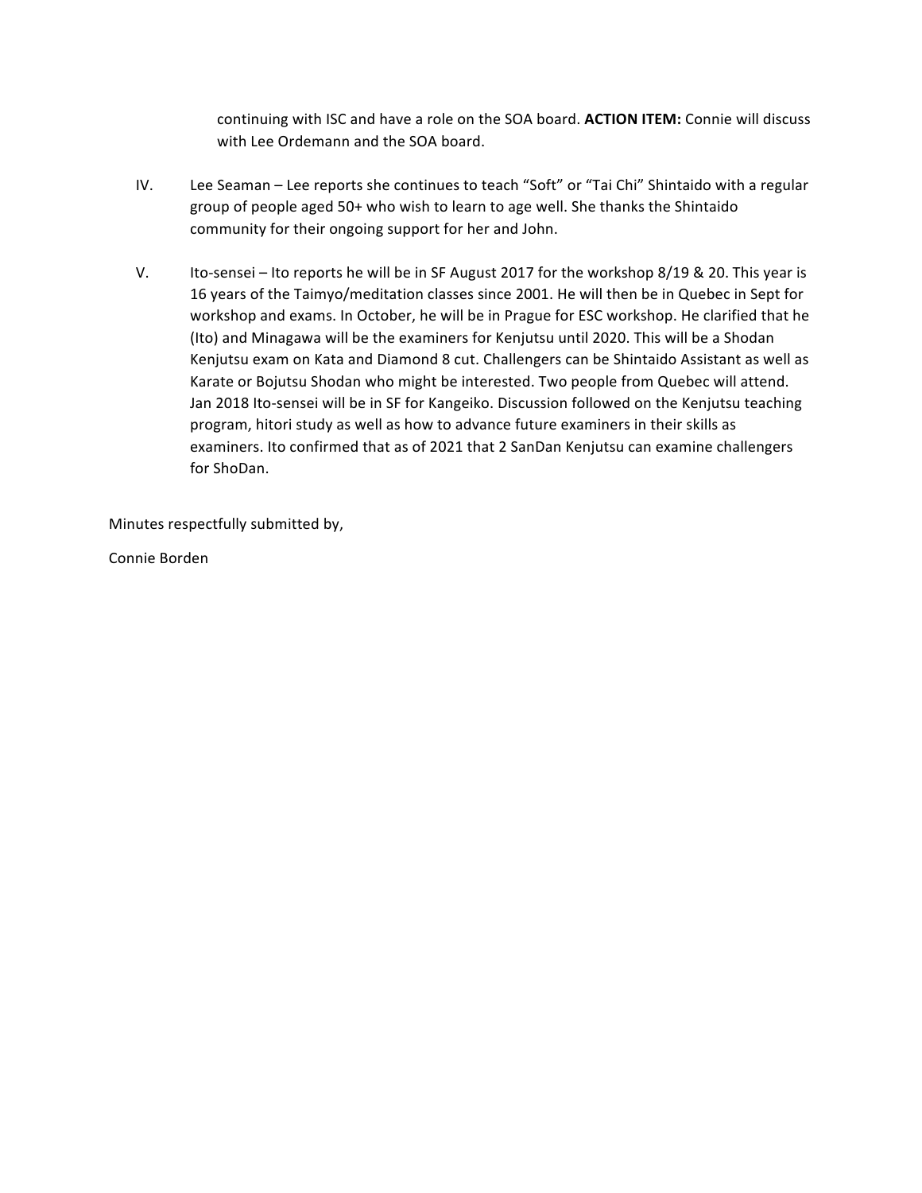continuing with ISC and have a role on the SOA board. **ACTION ITEM:** Connie will discuss with Lee Ordemann and the SOA board.

IV. Lee Seaman – Lee reports she continues to teach "Soft" or "Tai Chi" Shintaido with a regular group of people aged 50+ who wish to learn to age well. She thanks the Shintaido community for their ongoing support for her and John.

V. Ito-sensei – Ito reports he will be in SF August 2017 for the workshop 8/19 & 20. This year is 16 years of the Taimyo/meditation classes since 2001. He will then be in Quebec in Sept for workshop and exams. In October, he will be in Prague for ESC workshop. He clarified that he (Ito) and Minagawa will be the examiners for Kenjutsu until 2020. This will be a Shodan Kenjutsu exam on Kata and Diamond 8 cut. Challengers can be Shintaido Assistant as well as Karate or Bojutsu Shodan who might be interested. Two people from Quebec will attend. Jan 2018 Ito-sensei will be in SF for Kangeiko. Discussion followed on the Kenjutsu teaching program, hitori study as well as how to advance future examiners in their skills as examiners. Ito confirmed that as of 2021 that 2 SanDan Kenjutsu can examine challengers for ShoDan.

Minutes respectfully submitted by,

Connie Borden